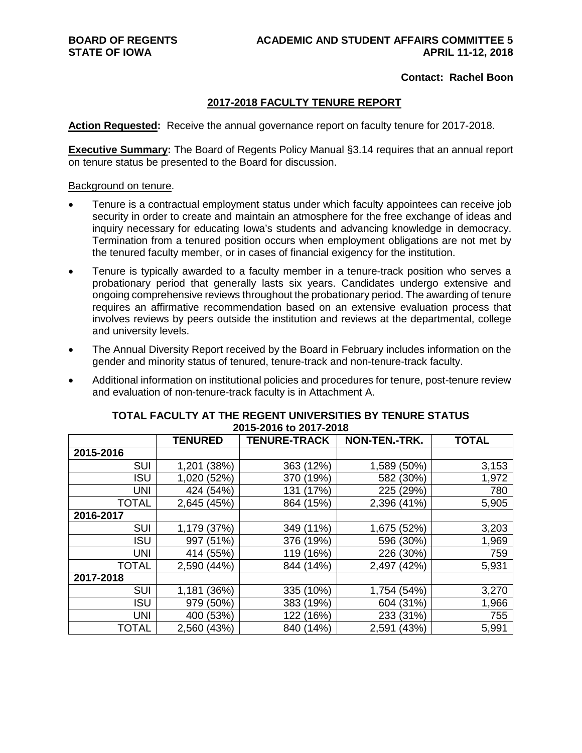BOARD OF REGENTS
STATE OF IOWA

ACADEMIC AND STUDENT AFFAIRS COMMITTEE 5
APRIL 11-12, 2018

**Contact: Rachel Boon**

## 2017-2018 FACULTY TENURE REPORT

**Action Requested:** Receive the annual governance report on faculty tenure for 2017-2018.

**Executive Summary:** The Board of Regents Policy Manual §3.14 requires that an annual report on tenure status be presented to the Board for discussion.

Background on tenure.

- Tenure is a contractual employment status under which faculty appointees can receive job security in order to create and maintain an atmosphere for the free exchange of ideas and inquiry necessary for educating Iowa's students and advancing knowledge in democracy. Termination from a tenured position occurs when employment obligations are not met by the tenured faculty member, or in cases of financial exigency for the institution.
- Tenure is typically awarded to a faculty member in a tenure-track position who serves a probationary period that generally lasts six years. Candidates undergo extensive and ongoing comprehensive reviews throughout the probationary period. The awarding of tenure requires an affirmative recommendation based on an extensive evaluation process that involves reviews by peers outside the institution and reviews at the departmental, college and university levels.
- The Annual Diversity Report received by the Board in February includes information on the gender and minority status of tenured, tenure-track and non-tenure-track faculty.
- Additional information on institutional policies and procedures for tenure, post-tenure review and evaluation of non-tenure-track faculty is in Attachment A.

**TOTAL FACULTY AT THE REGENT UNIVERSITIES BY TENURE STATUS 2015-2016 to 2017-2018**

| | TENURED | TENURE-TRACK | NON-TEN.-TRK. | TOTAL |
|---|---|---|---|---|
| **2015-2016** | | | | |
| SUI | 1,201 (38%) | 363 (12%) | 1,589 (50%) | 3,153 |
| ISU | 1,020 (52%) | 370 (19%) | 582 (30%) | 1,972 |
| UNI | 424 (54%) | 131 (17%) | 225 (29%) | 780 |
| TOTAL | 2,645 (45%) | 864 (15%) | 2,396 (41%) | 5,905 |
| **2016-2017** | | | | |
| SUI | 1,179 (37%) | 349 (11%) | 1,675 (52%) | 3,203 |
| ISU | 997 (51%) | 376 (19%) | 596 (30%) | 1,969 |
| UNI | 414 (55%) | 119 (16%) | 226 (30%) | 759 |
| TOTAL | 2,590 (44%) | 844 (14%) | 2,497 (42%) | 5,931 |
| **2017-2018** | | | | |
| SUI | 1,181 (36%) | 335 (10%) | 1,754 (54%) | 3,270 |
| ISU | 979 (50%) | 383 (19%) | 604 (31%) | 1,966 |
| UNI | 400 (53%) | 122 (16%) | 233 (31%) | 755 |
| TOTAL | 2,560 (43%) | 840 (14%) | 2,591 (43%) | 5,991 |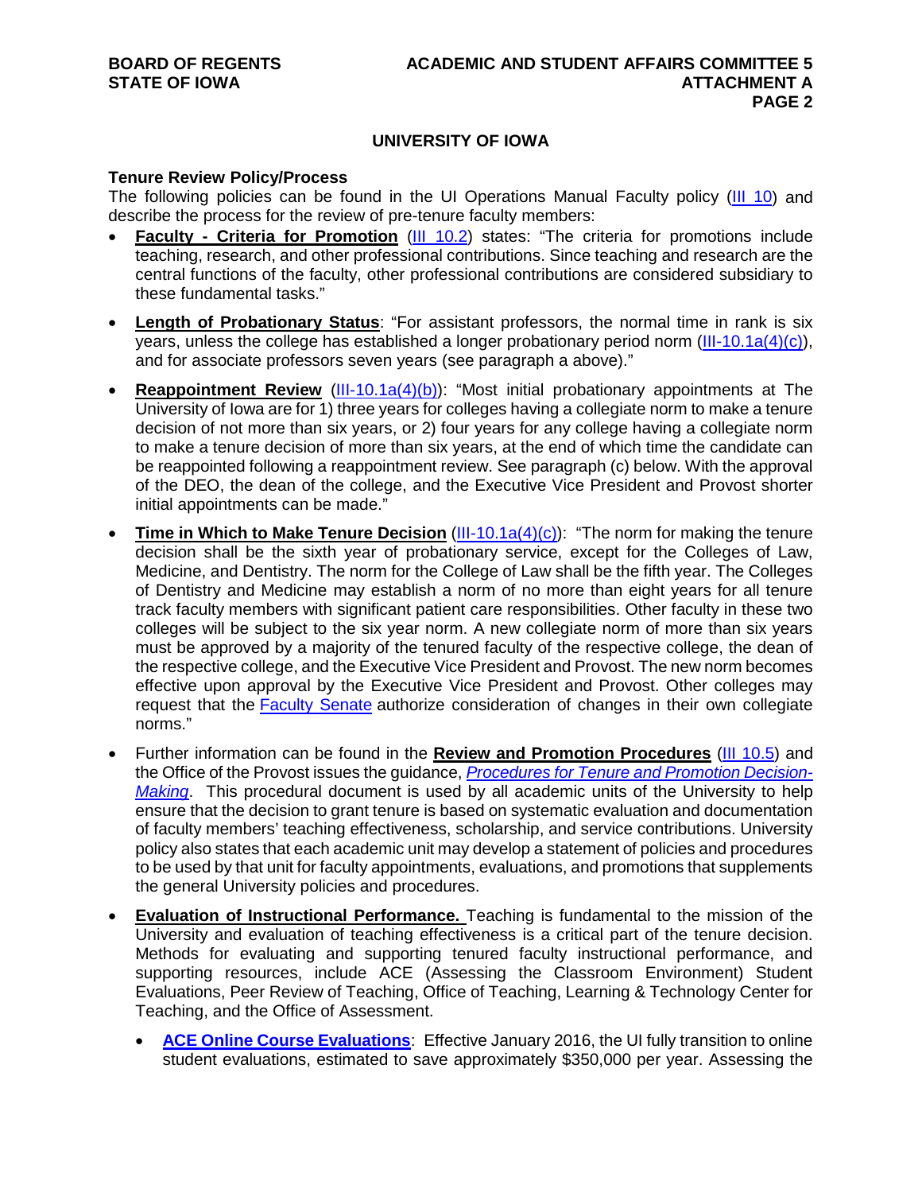## UNIVERSITY OF IOWA

**Tenure Review Policy/Process**

The following policies can be found in the UI Operations Manual Faculty policy (III 10) and describe the process for the review of pre-tenure faculty members:

- **Faculty - Criteria for Promotion** (III 10.2) states: "The criteria for promotions include teaching, research, and other professional contributions. Since teaching and research are the central functions of the faculty, other professional contributions are considered subsidiary to these fundamental tasks."
- **Length of Probationary Status**: "For assistant professors, the normal time in rank is six years, unless the college has established a longer probationary period norm (III-10.1a(4)(c)), and for associate professors seven years (see paragraph a above)."
- **Reappointment Review** (III-10.1a(4)(b)): "Most initial probationary appointments at The University of Iowa are for 1) three years for colleges having a collegiate norm to make a tenure decision of not more than six years, or 2) four years for any college having a collegiate norm to make a tenure decision of more than six years, at the end of which time the candidate can be reappointed following a reappointment review. See paragraph (c) below. With the approval of the DEO, the dean of the college, and the Executive Vice President and Provost shorter initial appointments can be made."
- **Time in Which to Make Tenure Decision** (III-10.1a(4)(c)): "The norm for making the tenure decision shall be the sixth year of probationary service, except for the Colleges of Law, Medicine, and Dentistry. The norm for the College of Law shall be the fifth year. The Colleges of Dentistry and Medicine may establish a norm of no more than eight years for all tenure track faculty members with significant patient care responsibilities. Other faculty in these two colleges will be subject to the six year norm. A new collegiate norm of more than six years must be approved by a majority of the tenured faculty of the respective college, the dean of the respective college, and the Executive Vice President and Provost. The new norm becomes effective upon approval by the Executive Vice President and Provost. Other colleges may request that the Faculty Senate authorize consideration of changes in their own collegiate norms."
- Further information can be found in the **Review and Promotion Procedures** (III 10.5) and the Office of the Provost issues the guidance, *Procedures for Tenure and Promotion Decision-Making*. This procedural document is used by all academic units of the University to help ensure that the decision to grant tenure is based on systematic evaluation and documentation of faculty members' teaching effectiveness, scholarship, and service contributions. University policy also states that each academic unit may develop a statement of policies and procedures to be used by that unit for faculty appointments, evaluations, and promotions that supplements the general University policies and procedures.
- **Evaluation of Instructional Performance.** Teaching is fundamental to the mission of the University and evaluation of teaching effectiveness is a critical part of the tenure decision. Methods for evaluating and supporting tenured faculty instructional performance, and supporting resources, include ACE (Assessing the Classroom Environment) Student Evaluations, Peer Review of Teaching, Office of Teaching, Learning & Technology Center for Teaching, and the Office of Assessment.
  - **ACE Online Course Evaluations**: Effective January 2016, the UI fully transition to online student evaluations, estimated to save approximately $350,000 per year. Assessing the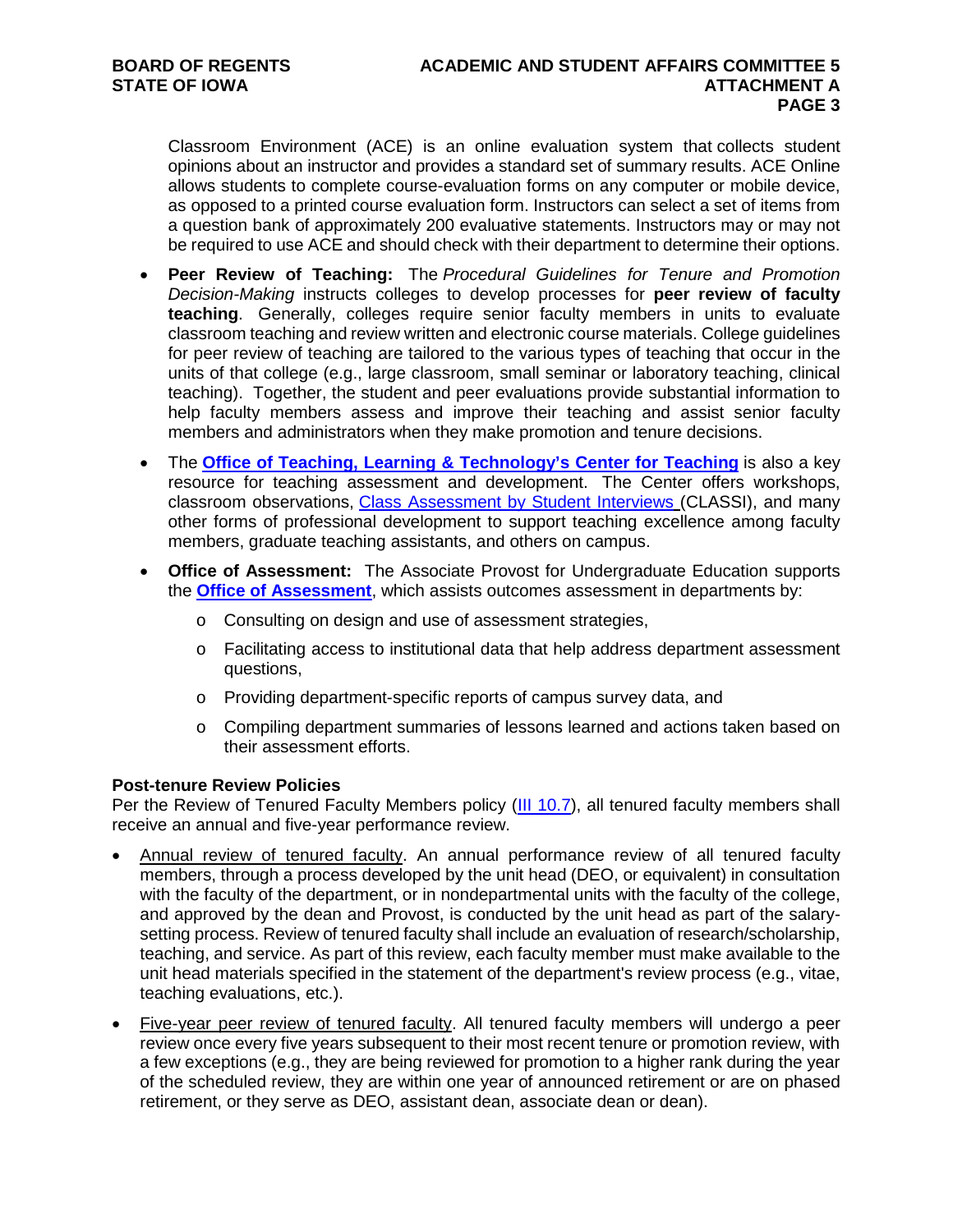Classroom Environment (ACE) is an online evaluation system that collects student opinions about an instructor and provides a standard set of summary results. ACE Online allows students to complete course-evaluation forms on any computer or mobile device, as opposed to a printed course evaluation form. Instructors can select a set of items from a question bank of approximately 200 evaluative statements. Instructors may or may not be required to use ACE and should check with their department to determine their options.

- **Peer Review of Teaching:** The *Procedural Guidelines for Tenure and Promotion Decision-Making* instructs colleges to develop processes for **peer review of faculty teaching**. Generally, colleges require senior faculty members in units to evaluate classroom teaching and review written and electronic course materials. College guidelines for peer review of teaching are tailored to the various types of teaching that occur in the units of that college (e.g., large classroom, small seminar or laboratory teaching, clinical teaching). Together, the student and peer evaluations provide substantial information to help faculty members assess and improve their teaching and assist senior faculty members and administrators when they make promotion and tenure decisions.

- The **Office of Teaching, Learning & Technology's Center for Teaching** is also a key resource for teaching assessment and development. The Center offers workshops, classroom observations, Class Assessment by Student Interviews (CLASSI), and many other forms of professional development to support teaching excellence among faculty members, graduate teaching assistants, and others on campus.

- **Office of Assessment:** The Associate Provost for Undergraduate Education supports the **Office of Assessment**, which assists outcomes assessment in departments by:
  - Consulting on design and use of assessment strategies,
  - Facilitating access to institutional data that help address department assessment questions,
  - Providing department-specific reports of campus survey data, and
  - Compiling department summaries of lessons learned and actions taken based on their assessment efforts.

**Post-tenure Review Policies**

Per the Review of Tenured Faculty Members policy (III 10.7), all tenured faculty members shall receive an annual and five-year performance review.

- Annual review of tenured faculty. An annual performance review of all tenured faculty members, through a process developed by the unit head (DEO, or equivalent) in consultation with the faculty of the department, or in nondepartmental units with the faculty of the college, and approved by the dean and Provost, is conducted by the unit head as part of the salary-setting process. Review of tenured faculty shall include an evaluation of research/scholarship, teaching, and service. As part of this review, each faculty member must make available to the unit head materials specified in the statement of the department's review process (e.g., vitae, teaching evaluations, etc.).

- Five-year peer review of tenured faculty. All tenured faculty members will undergo a peer review once every five years subsequent to their most recent tenure or promotion review, with a few exceptions (e.g., they are being reviewed for promotion to a higher rank during the year of the scheduled review, they are within one year of announced retirement or are on phased retirement, or they serve as DEO, assistant dean, associate dean or dean).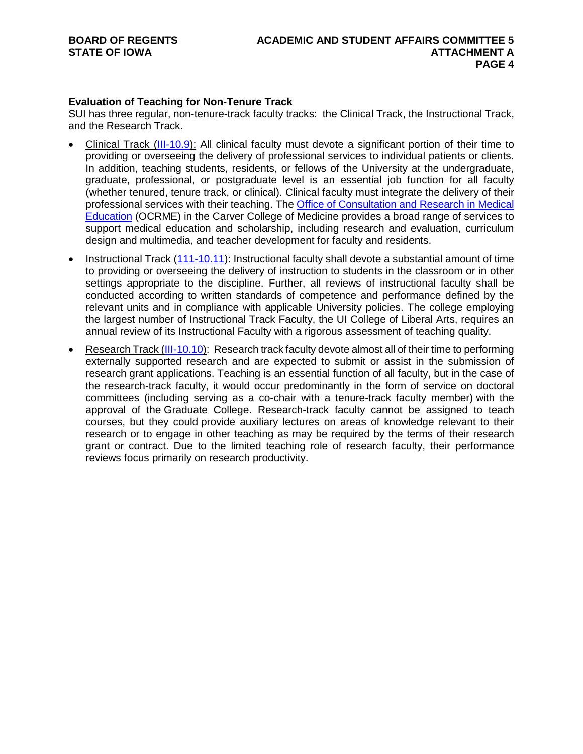**Evaluation of Teaching for Non-Tenure Track**

SUI has three regular, non-tenure-track faculty tracks: the Clinical Track, the Instructional Track, and the Research Track.

- Clinical Track (III-10.9): All clinical faculty must devote a significant portion of their time to providing or overseeing the delivery of professional services to individual patients or clients. In addition, teaching students, residents, or fellows of the University at the undergraduate, graduate, professional, or postgraduate level is an essential job function for all faculty (whether tenured, tenure track, or clinical). Clinical faculty must integrate the delivery of their professional services with their teaching. The Office of Consultation and Research in Medical Education (OCRME) in the Carver College of Medicine provides a broad range of services to support medical education and scholarship, including research and evaluation, curriculum design and multimedia, and teacher development for faculty and residents.
- Instructional Track (111-10.11): Instructional faculty shall devote a substantial amount of time to providing or overseeing the delivery of instruction to students in the classroom or in other settings appropriate to the discipline. Further, all reviews of instructional faculty shall be conducted according to written standards of competence and performance defined by the relevant units and in compliance with applicable University policies. The college employing the largest number of Instructional Track Faculty, the UI College of Liberal Arts, requires an annual review of its Instructional Faculty with a rigorous assessment of teaching quality.
- Research Track (III-10.10): Research track faculty devote almost all of their time to performing externally supported research and are expected to submit or assist in the submission of research grant applications. Teaching is an essential function of all faculty, but in the case of the research-track faculty, it would occur predominantly in the form of service on doctoral committees (including serving as a co-chair with a tenure-track faculty member) with the approval of the Graduate College. Research-track faculty cannot be assigned to teach courses, but they could provide auxiliary lectures on areas of knowledge relevant to their research or to engage in other teaching as may be required by the terms of their research grant or contract. Due to the limited teaching role of research faculty, their performance reviews focus primarily on research productivity.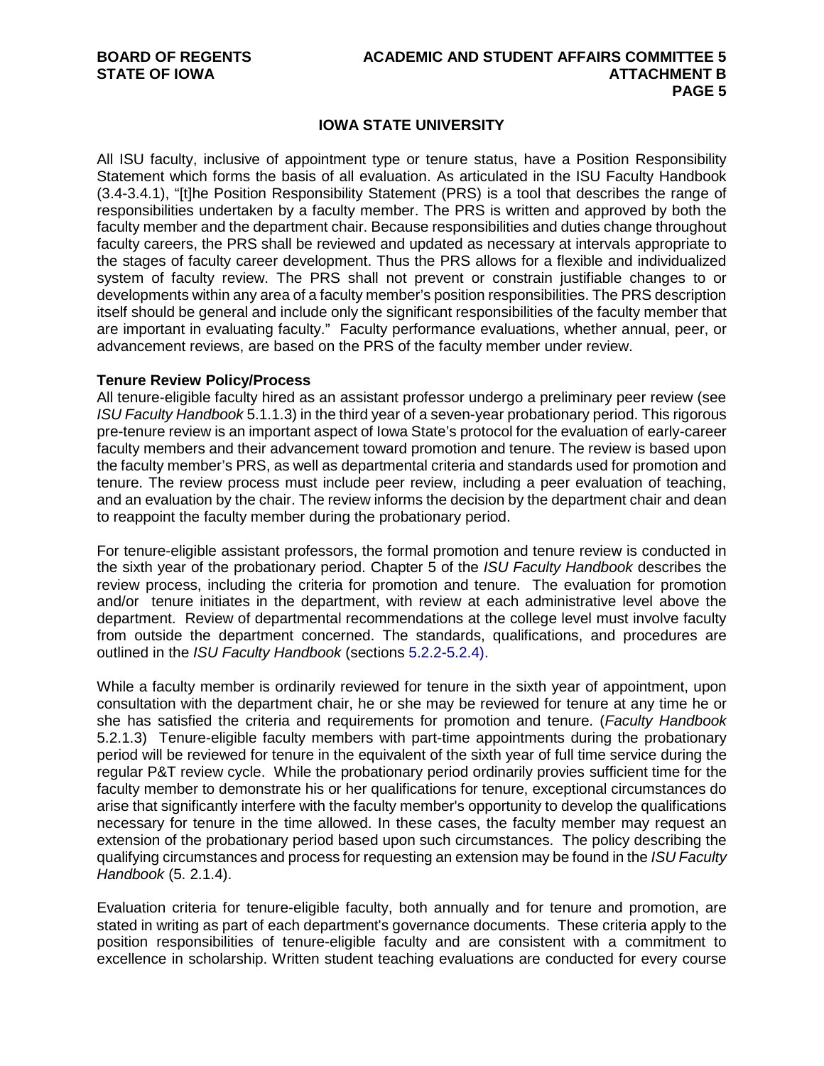## IOWA STATE UNIVERSITY

All ISU faculty, inclusive of appointment type or tenure status, have a Position Responsibility Statement which forms the basis of all evaluation. As articulated in the ISU Faculty Handbook (3.4-3.4.1), "[t]he Position Responsibility Statement (PRS) is a tool that describes the range of responsibilities undertaken by a faculty member. The PRS is written and approved by both the faculty member and the department chair. Because responsibilities and duties change throughout faculty careers, the PRS shall be reviewed and updated as necessary at intervals appropriate to the stages of faculty career development. Thus the PRS allows for a flexible and individualized system of faculty review. The PRS shall not prevent or constrain justifiable changes to or developments within any area of a faculty member's position responsibilities. The PRS description itself should be general and include only the significant responsibilities of the faculty member that are important in evaluating faculty." Faculty performance evaluations, whether annual, peer, or advancement reviews, are based on the PRS of the faculty member under review.

**Tenure Review Policy/Process**

All tenure-eligible faculty hired as an assistant professor undergo a preliminary peer review (see *ISU Faculty Handbook* 5.1.1.3) in the third year of a seven-year probationary period. This rigorous pre-tenure review is an important aspect of Iowa State's protocol for the evaluation of early-career faculty members and their advancement toward promotion and tenure. The review is based upon the faculty member's PRS, as well as departmental criteria and standards used for promotion and tenure. The review process must include peer review, including a peer evaluation of teaching, and an evaluation by the chair. The review informs the decision by the department chair and dean to reappoint the faculty member during the probationary period.

For tenure-eligible assistant professors, the formal promotion and tenure review is conducted in the sixth year of the probationary period. Chapter 5 of the *ISU Faculty Handbook* describes the review process, including the criteria for promotion and tenure. The evaluation for promotion and/or tenure initiates in the department, with review at each administrative level above the department. Review of departmental recommendations at the college level must involve faculty from outside the department concerned. The standards, qualifications, and procedures are outlined in the *ISU Faculty Handbook* (sections 5.2.2-5.2.4).

While a faculty member is ordinarily reviewed for tenure in the sixth year of appointment, upon consultation with the department chair, he or she may be reviewed for tenure at any time he or she has satisfied the criteria and requirements for promotion and tenure. (*Faculty Handbook* 5.2.1.3) Tenure-eligible faculty members with part-time appointments during the probationary period will be reviewed for tenure in the equivalent of the sixth year of full time service during the regular P&T review cycle. While the probationary period ordinarily provies sufficient time for the faculty member to demonstrate his or her qualifications for tenure, exceptional circumstances do arise that significantly interfere with the faculty member's opportunity to develop the qualifications necessary for tenure in the time allowed. In these cases, the faculty member may request an extension of the probationary period based upon such circumstances. The policy describing the qualifying circumstances and process for requesting an extension may be found in the *ISU Faculty Handbook* (5. 2.1.4).

Evaluation criteria for tenure-eligible faculty, both annually and for tenure and promotion, are stated in writing as part of each department's governance documents. These criteria apply to the position responsibilities of tenure-eligible faculty and are consistent with a commitment to excellence in scholarship. Written student teaching evaluations are conducted for every course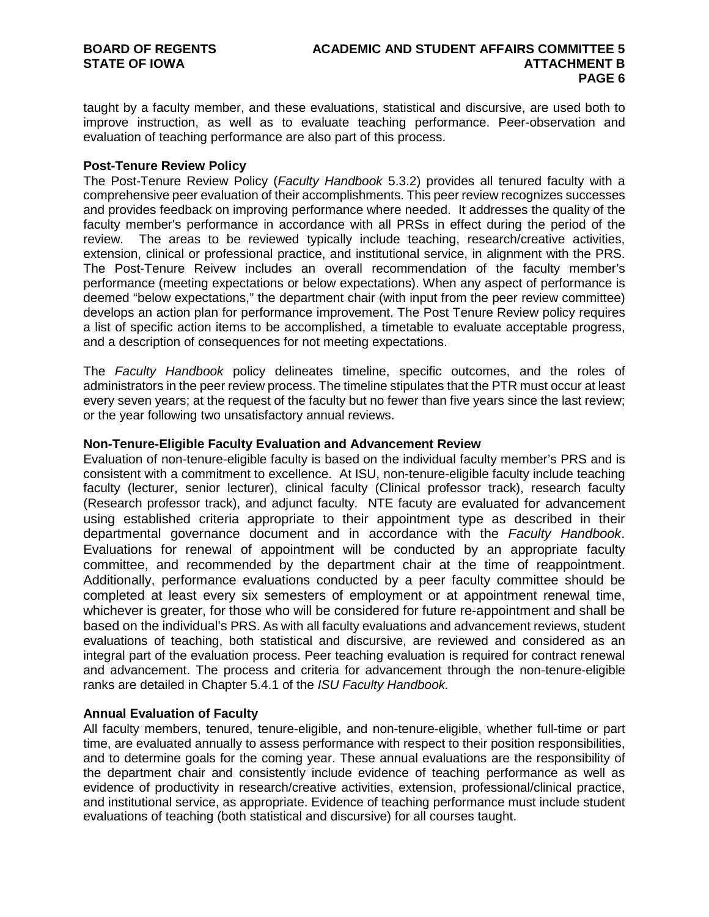taught by a faculty member, and these evaluations, statistical and discursive, are used both to improve instruction, as well as to evaluate teaching performance. Peer-observation and evaluation of teaching performance are also part of this process.

**Post-Tenure Review Policy**

The Post-Tenure Review Policy (*Faculty Handbook* 5.3.2) provides all tenured faculty with a comprehensive peer evaluation of their accomplishments. This peer review recognizes successes and provides feedback on improving performance where needed. It addresses the quality of the faculty member's performance in accordance with all PRSs in effect during the period of the review. The areas to be reviewed typically include teaching, research/creative activities, extension, clinical or professional practice, and institutional service, in alignment with the PRS. The Post-Tenure Reivew includes an overall recommendation of the faculty member's performance (meeting expectations or below expectations). When any aspect of performance is deemed "below expectations," the department chair (with input from the peer review committee) develops an action plan for performance improvement. The Post Tenure Review policy requires a list of specific action items to be accomplished, a timetable to evaluate acceptable progress, and a description of consequences for not meeting expectations.

The *Faculty Handbook* policy delineates timeline, specific outcomes, and the roles of administrators in the peer review process. The timeline stipulates that the PTR must occur at least every seven years; at the request of the faculty but no fewer than five years since the last review; or the year following two unsatisfactory annual reviews.

**Non-Tenure-Eligible Faculty Evaluation and Advancement Review**

Evaluation of non-tenure-eligible faculty is based on the individual faculty member's PRS and is consistent with a commitment to excellence. At ISU, non-tenure-eligible faculty include teaching faculty (lecturer, senior lecturer), clinical faculty (Clinical professor track), research faculty (Research professor track), and adjunct faculty. NTE facuty are evaluated for advancement using established criteria appropriate to their appointment type as described in their departmental governance document and in accordance with the *Faculty Handbook*. Evaluations for renewal of appointment will be conducted by an appropriate faculty committee, and recommended by the department chair at the time of reappointment. Additionally, performance evaluations conducted by a peer faculty committee should be completed at least every six semesters of employment or at appointment renewal time, whichever is greater, for those who will be considered for future re-appointment and shall be based on the individual's PRS. As with all faculty evaluations and advancement reviews, student evaluations of teaching, both statistical and discursive, are reviewed and considered as an integral part of the evaluation process. Peer teaching evaluation is required for contract renewal and advancement. The process and criteria for advancement through the non-tenure-eligible ranks are detailed in Chapter 5.4.1 of the *ISU Faculty Handbook.*

**Annual Evaluation of Faculty**

All faculty members, tenured, tenure-eligible, and non-tenure-eligible, whether full-time or part time, are evaluated annually to assess performance with respect to their position responsibilities, and to determine goals for the coming year. These annual evaluations are the responsibility of the department chair and consistently include evidence of teaching performance as well as evidence of productivity in research/creative activities, extension, professional/clinical practice, and institutional service, as appropriate. Evidence of teaching performance must include student evaluations of teaching (both statistical and discursive) for all courses taught.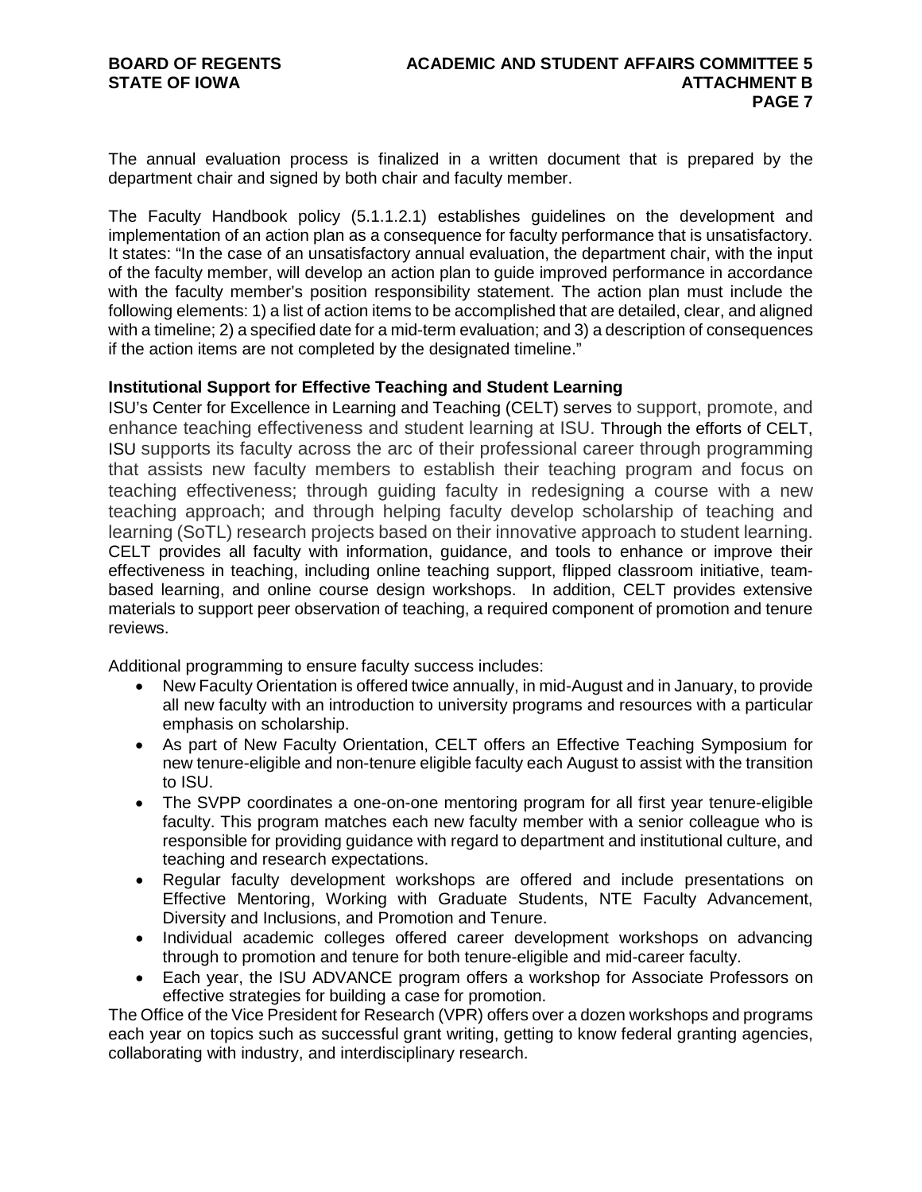The annual evaluation process is finalized in a written document that is prepared by the department chair and signed by both chair and faculty member.

The Faculty Handbook policy (5.1.1.2.1) establishes guidelines on the development and implementation of an action plan as a consequence for faculty performance that is unsatisfactory. It states: "In the case of an unsatisfactory annual evaluation, the department chair, with the input of the faculty member, will develop an action plan to guide improved performance in accordance with the faculty member's position responsibility statement. The action plan must include the following elements: 1) a list of action items to be accomplished that are detailed, clear, and aligned with a timeline; 2) a specified date for a mid-term evaluation; and 3) a description of consequences if the action items are not completed by the designated timeline."

**Institutional Support for Effective Teaching and Student Learning**

ISU's Center for Excellence in Learning and Teaching (CELT) serves to support, promote, and enhance teaching effectiveness and student learning at ISU. Through the efforts of CELT, ISU supports its faculty across the arc of their professional career through programming that assists new faculty members to establish their teaching program and focus on teaching effectiveness; through guiding faculty in redesigning a course with a new teaching approach; and through helping faculty develop scholarship of teaching and learning (SoTL) research projects based on their innovative approach to student learning. CELT provides all faculty with information, guidance, and tools to enhance or improve their effectiveness in teaching, including online teaching support, flipped classroom initiative, team-based learning, and online course design workshops. In addition, CELT provides extensive materials to support peer observation of teaching, a required component of promotion and tenure reviews.

Additional programming to ensure faculty success includes:

- New Faculty Orientation is offered twice annually, in mid-August and in January, to provide all new faculty with an introduction to university programs and resources with a particular emphasis on scholarship.
- As part of New Faculty Orientation, CELT offers an Effective Teaching Symposium for new tenure-eligible and non-tenure eligible faculty each August to assist with the transition to ISU.
- The SVPP coordinates a one-on-one mentoring program for all first year tenure-eligible faculty. This program matches each new faculty member with a senior colleague who is responsible for providing guidance with regard to department and institutional culture, and teaching and research expectations.
- Regular faculty development workshops are offered and include presentations on Effective Mentoring, Working with Graduate Students, NTE Faculty Advancement, Diversity and Inclusions, and Promotion and Tenure.
- Individual academic colleges offered career development workshops on advancing through to promotion and tenure for both tenure-eligible and mid-career faculty.
- Each year, the ISU ADVANCE program offers a workshop for Associate Professors on effective strategies for building a case for promotion.

The Office of the Vice President for Research (VPR) offers over a dozen workshops and programs each year on topics such as successful grant writing, getting to know federal granting agencies, collaborating with industry, and interdisciplinary research.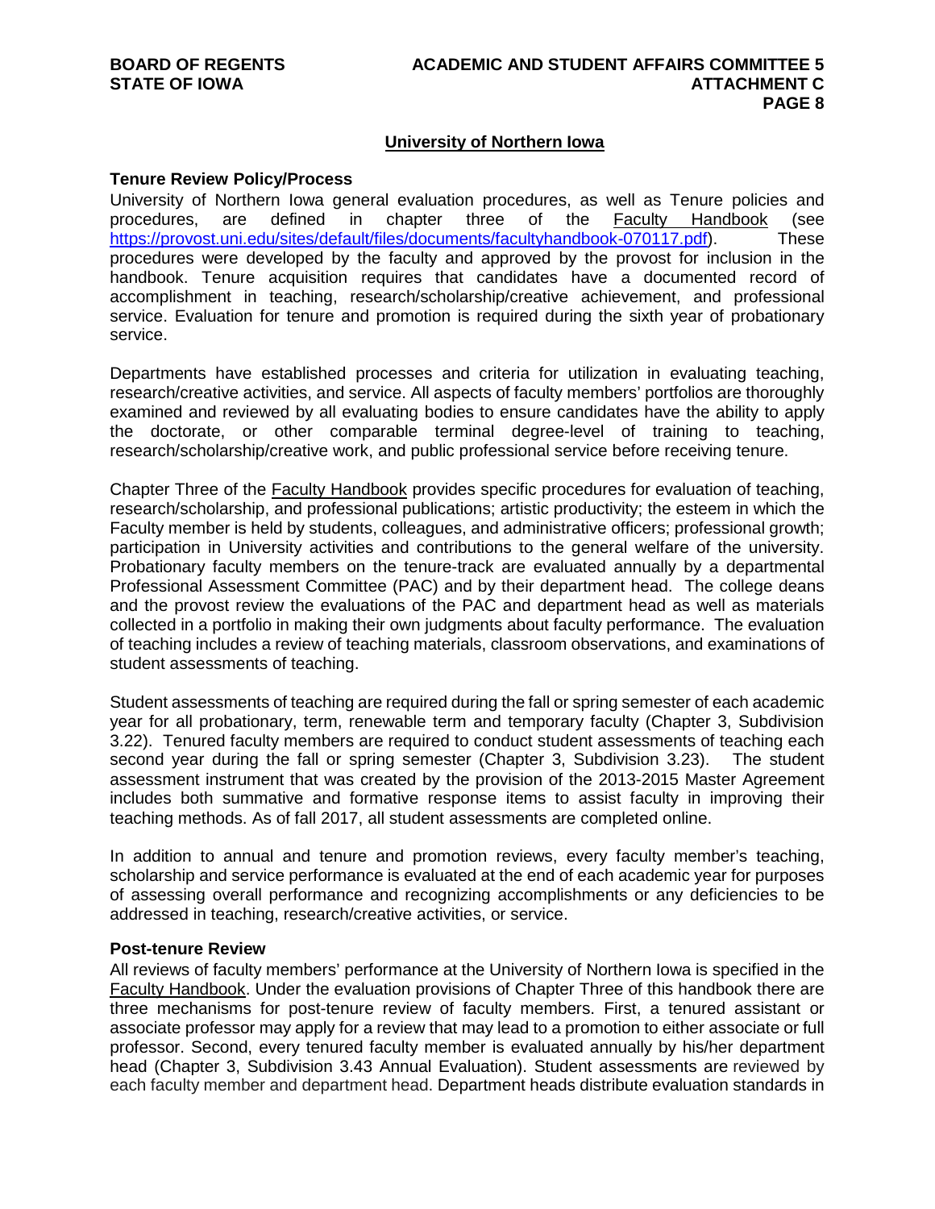## University of Northern Iowa

**Tenure Review Policy/Process**

University of Northern Iowa general evaluation procedures, as well as Tenure policies and procedures, are defined in chapter three of the Faculty Handbook (see https://provost.uni.edu/sites/default/files/documents/facultyhandbook-070117.pdf). These procedures were developed by the faculty and approved by the provost for inclusion in the handbook. Tenure acquisition requires that candidates have a documented record of accomplishment in teaching, research/scholarship/creative achievement, and professional service. Evaluation for tenure and promotion is required during the sixth year of probationary service.

Departments have established processes and criteria for utilization in evaluating teaching, research/creative activities, and service. All aspects of faculty members' portfolios are thoroughly examined and reviewed by all evaluating bodies to ensure candidates have the ability to apply the doctorate, or other comparable terminal degree-level of training to teaching, research/scholarship/creative work, and public professional service before receiving tenure.

Chapter Three of the Faculty Handbook provides specific procedures for evaluation of teaching, research/scholarship, and professional publications; artistic productivity; the esteem in which the Faculty member is held by students, colleagues, and administrative officers; professional growth; participation in University activities and contributions to the general welfare of the university. Probationary faculty members on the tenure-track are evaluated annually by a departmental Professional Assessment Committee (PAC) and by their department head. The college deans and the provost review the evaluations of the PAC and department head as well as materials collected in a portfolio in making their own judgments about faculty performance. The evaluation of teaching includes a review of teaching materials, classroom observations, and examinations of student assessments of teaching.

Student assessments of teaching are required during the fall or spring semester of each academic year for all probationary, term, renewable term and temporary faculty (Chapter 3, Subdivision 3.22). Tenured faculty members are required to conduct student assessments of teaching each second year during the fall or spring semester (Chapter 3, Subdivision 3.23). The student assessment instrument that was created by the provision of the 2013-2015 Master Agreement includes both summative and formative response items to assist faculty in improving their teaching methods. As of fall 2017, all student assessments are completed online.

In addition to annual and tenure and promotion reviews, every faculty member's teaching, scholarship and service performance is evaluated at the end of each academic year for purposes of assessing overall performance and recognizing accomplishments or any deficiencies to be addressed in teaching, research/creative activities, or service.

**Post-tenure Review**

All reviews of faculty members' performance at the University of Northern Iowa is specified in the Faculty Handbook. Under the evaluation provisions of Chapter Three of this handbook there are three mechanisms for post-tenure review of faculty members. First, a tenured assistant or associate professor may apply for a review that may lead to a promotion to either associate or full professor. Second, every tenured faculty member is evaluated annually by his/her department head (Chapter 3, Subdivision 3.43 Annual Evaluation). Student assessments are reviewed by each faculty member and department head. Department heads distribute evaluation standards in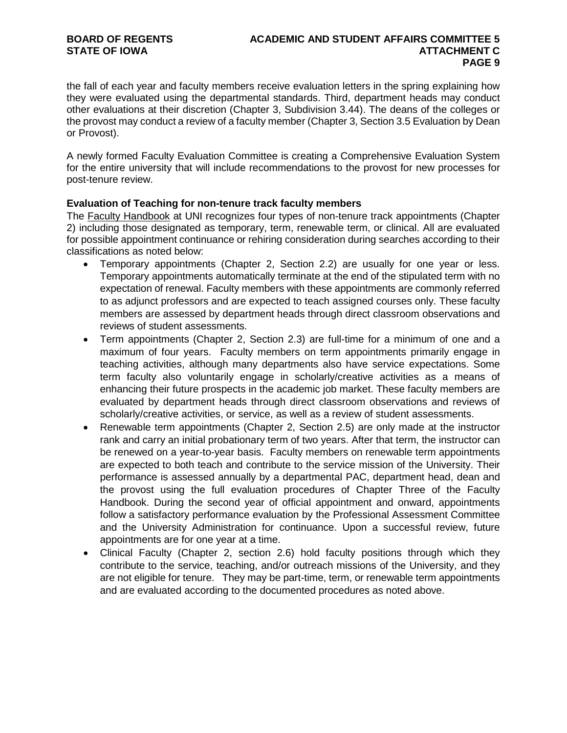the fall of each year and faculty members receive evaluation letters in the spring explaining how they were evaluated using the departmental standards. Third, department heads may conduct other evaluations at their discretion (Chapter 3, Subdivision 3.44). The deans of the colleges or the provost may conduct a review of a faculty member (Chapter 3, Section 3.5 Evaluation by Dean or Provost).

A newly formed Faculty Evaluation Committee is creating a Comprehensive Evaluation System for the entire university that will include recommendations to the provost for new processes for post-tenure review.

**Evaluation of Teaching for non-tenure track faculty members**

The Faculty Handbook at UNI recognizes four types of non-tenure track appointments (Chapter 2) including those designated as temporary, term, renewable term, or clinical. All are evaluated for possible appointment continuance or rehiring consideration during searches according to their classifications as noted below:

- Temporary appointments (Chapter 2, Section 2.2) are usually for one year or less. Temporary appointments automatically terminate at the end of the stipulated term with no expectation of renewal. Faculty members with these appointments are commonly referred to as adjunct professors and are expected to teach assigned courses only. These faculty members are assessed by department heads through direct classroom observations and reviews of student assessments.
- Term appointments (Chapter 2, Section 2.3) are full-time for a minimum of one and a maximum of four years. Faculty members on term appointments primarily engage in teaching activities, although many departments also have service expectations. Some term faculty also voluntarily engage in scholarly/creative activities as a means of enhancing their future prospects in the academic job market. These faculty members are evaluated by department heads through direct classroom observations and reviews of scholarly/creative activities, or service, as well as a review of student assessments.
- Renewable term appointments (Chapter 2, Section 2.5) are only made at the instructor rank and carry an initial probationary term of two years. After that term, the instructor can be renewed on a year-to-year basis. Faculty members on renewable term appointments are expected to both teach and contribute to the service mission of the University. Their performance is assessed annually by a departmental PAC, department head, dean and the provost using the full evaluation procedures of Chapter Three of the Faculty Handbook. During the second year of official appointment and onward, appointments follow a satisfactory performance evaluation by the Professional Assessment Committee and the University Administration for continuance. Upon a successful review, future appointments are for one year at a time.
- Clinical Faculty (Chapter 2, section 2.6) hold faculty positions through which they contribute to the service, teaching, and/or outreach missions of the University, and they are not eligible for tenure. They may be part-time, term, or renewable term appointments and are evaluated according to the documented procedures as noted above.